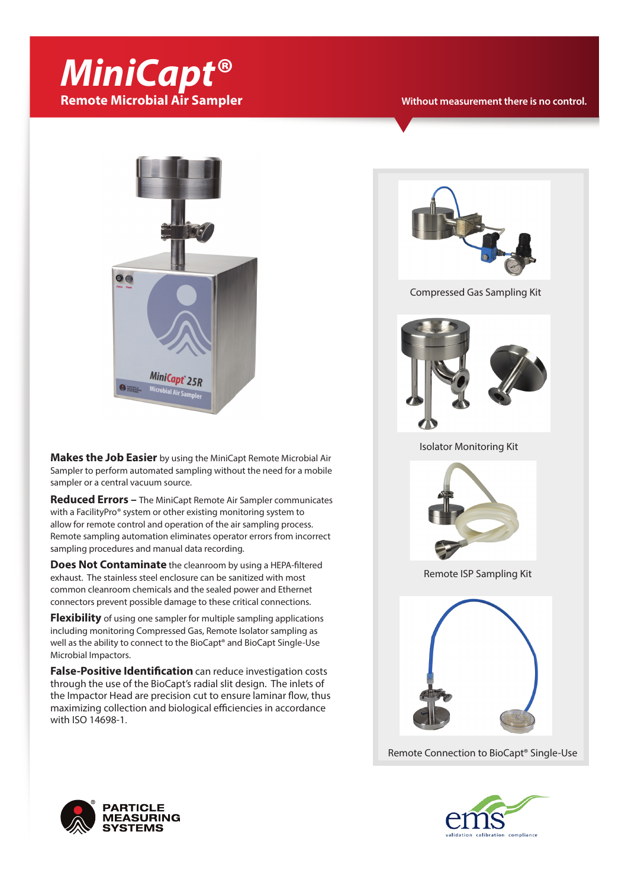# MiniCapt®

## Remote Microbial Air Sampler

Without measurement there is no control.

**Makes the Job Easier** by using the MiniCapt Remote Microbial Air Sampler to perform automated sampling without the need for a mobile sampler or a central vacuum source.

**Reduced Errors –** The MiniCapt Remote Air Sampler communicates with a FacilityPro® system or other existing monitoring system to allow for remote control and operation of the air sampling process. Remote sampling automation eliminates operator errors from incorrect sampling procedures and manual data recording.

**Does Not Contaminate** the cleanroom by using a HEPA-filtered exhaust. The stainless steel enclosure can be sanitized with most common cleanroom chemicals and the sealed power and Ethernet connectors prevent possible damage to these critical connections.

**Flexibility** of using one sampler for multiple sampling applications including monitoring Compressed Gas, Remote Isolator sampling as well as the ability to connect to the BioCapt® and BioCapt Single-Use Microbial Impactors.

**False-Positive Identification** can reduce investigation costs through the use of the BioCapt's radial slit design. The inlets of the Impactor Head are precision cut to ensure laminar flow, thus maximizing collection and biological efficiencies in accordance with ISO 14698-1.

Compressed Gas Sampling Kit

Isolator Monitoring Kit

Remote ISP Sampling Kit

Remote Connection to BioCapt® Single-Use

PARTICLE MEASURING SYSTEMS

ems validation calibration compliance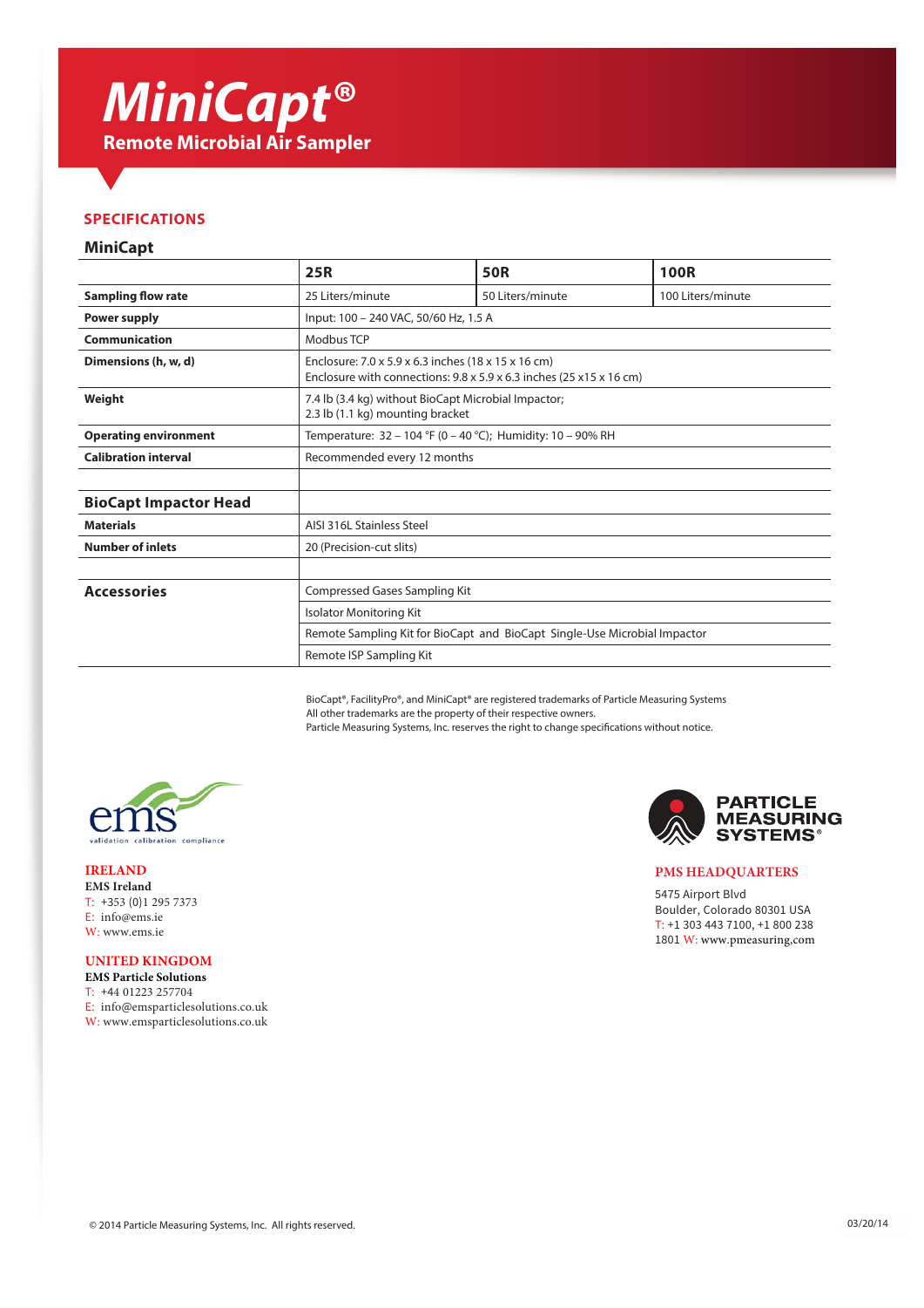# *MiniCapt®*
## Remote Microbial Air Sampler

### SPECIFICATIONS

#### MiniCapt

| | 25R | 50R | 100R |
|---|---|---|---|
| **Sampling flow rate** | 25 Liters/minute | 50 Liters/minute | 100 Liters/minute |
| **Power supply** | Input: 100 – 240 VAC, 50/60 Hz, 1.5 A | | |
| **Communication** | Modbus TCP | | |
| **Dimensions (h, w, d)** | Enclosure: 7.0 x 5.9 x 6.3 inches (18 x 15 x 16 cm)<br>Enclosure with connections: 9.8 x 5.9 x 6.3 inches (25 x15 x 16 cm) | | |
| **Weight** | 7.4 lb (3.4 kg) without BioCapt Microbial Impactor;<br>2.3 lb (1.1 kg) mounting bracket | | |
| **Operating environment** | Temperature: 32 – 104 °F (0 – 40 °C); Humidity: 10 – 90% RH | | |
| **Calibration interval** | Recommended every 12 months | | |
| | | | |
| **BioCapt Impactor Head** | | | |
| **Materials** | AISI 316L Stainless Steel | | |
| **Number of inlets** | 20 (Precision-cut slits) | | |
| | | | |
| **Accessories** | Compressed Gases Sampling Kit | | |
| | Isolator Monitoring Kit | | |
| | Remote Sampling Kit for BioCapt and BioCapt Single-Use Microbial Impactor | | |
| | Remote ISP Sampling Kit | | |

BioCapt®, FacilityPro®, and MiniCapt® are registered trademarks of Particle Measuring Systems
All other trademarks are the property of their respective owners.
Particle Measuring Systems, Inc. reserves the right to change specifications without notice.

ems
validation calibration compliance

**IRELAND**
**EMS Ireland**
T: +353 (0)1 295 7373
E: info@ems.ie
W: www.ems.ie

**UNITED KINGDOM**
**EMS Particle Solutions**
T: +44 01223 257704
E: info@emsparticlesolutions.co.uk
W: www.emsparticlesolutions.co.uk

PARTICLE MEASURING SYSTEMS®

**PMS HEADQUARTERS**

5475 Airport Blvd
Boulder, Colorado 80301 USA
T: +1 303 443 7100, +1 800 238 1801 W: www.pmeasuring,com

© 2014 Particle Measuring Systems, Inc. All rights reserved.

03/20/14